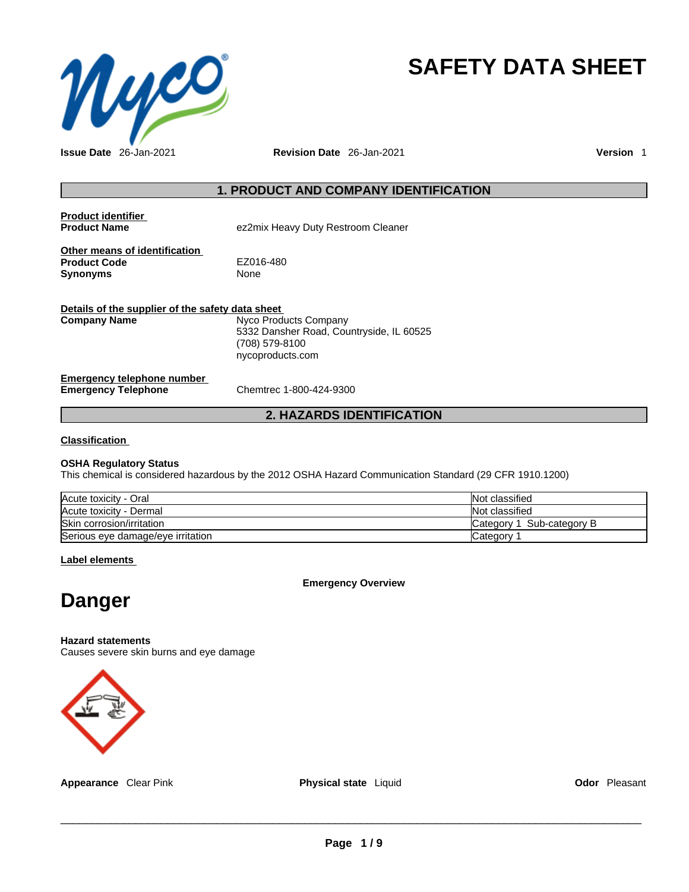# SAFETY DATA SHEET

**Issue Date** 26-Jan-2021 **Revision Date** 26-Jan-2021 **Version** 1

## 1. PRODUCT AND COMPANY IDENTIFICATION

**Product identifier**

**Product Name** ez2mix Heavy Duty Restroom Cleaner

**Other means of identification**

**Product Code** EZ016-480

**Synonyms** None

**Details of the supplier of the safety data sheet**

**Company Name** Nyco Products Company
5332 Dansher Road, Countryside, IL 60525
(708) 579-8100
nycoproducts.com

**Emergency telephone number**

**Emergency Telephone** Chemtrec 1-800-424-9300

## 2. HAZARDS IDENTIFICATION

**Classification**

**OSHA Regulatory Status**
This chemical is considered hazardous by the 2012 OSHA Hazard Communication Standard (29 CFR 1910.1200)

| | |
|---|---|
| Acute toxicity - Oral | Not classified |
| Acute toxicity - Dermal | Not classified |
| Skin corrosion/irritation | Category 1 Sub-category B |
| Serious eye damage/eye irritation | Category 1 |

**Label elements**

**Emergency Overview**

# Danger

**Hazard statements**
Causes severe skin burns and eye damage

**Appearance** Clear Pink **Physical state** Liquid **Odor** Pleasant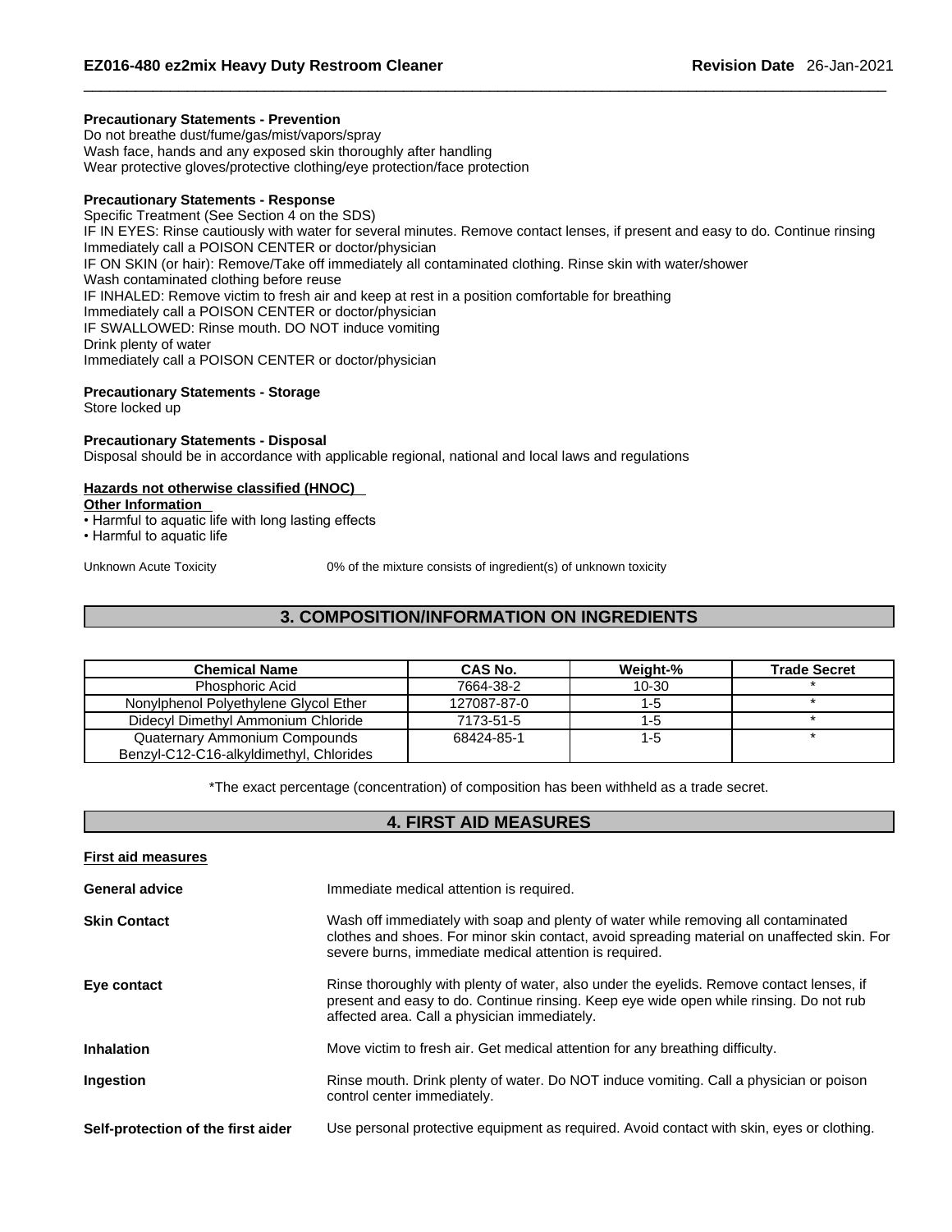**Precautionary Statements - Prevention**
Do not breathe dust/fume/gas/mist/vapors/spray
Wash face, hands and any exposed skin thoroughly after handling
Wear protective gloves/protective clothing/eye protection/face protection

**Precautionary Statements - Response**
Specific Treatment (See Section 4 on the SDS)
IF IN EYES: Rinse cautiously with water for several minutes. Remove contact lenses, if present and easy to do. Continue rinsing
Immediately call a POISON CENTER or doctor/physician
IF ON SKIN (or hair): Remove/Take off immediately all contaminated clothing. Rinse skin with water/shower
Wash contaminated clothing before reuse
IF INHALED: Remove victim to fresh air and keep at rest in a position comfortable for breathing
Immediately call a POISON CENTER or doctor/physician
IF SWALLOWED: Rinse mouth. DO NOT induce vomiting
Drink plenty of water
Immediately call a POISON CENTER or doctor/physician

**Precautionary Statements - Storage**
Store locked up

**Precautionary Statements - Disposal**
Disposal should be in accordance with applicable regional, national and local laws and regulations

**Hazards not otherwise classified (HNOC)**

**Other Information**

- Harmful to aquatic life with long lasting effects
- Harmful to aquatic life

Unknown Acute Toxicity 0% of the mixture consists of ingredient(s) of unknown toxicity

## 3. COMPOSITION/INFORMATION ON INGREDIENTS

| Chemical Name | CAS No. | Weight-% | Trade Secret |
|---|---|---|---|
| Phosphoric Acid | 7664-38-2 | 10-30 | * |
| Nonylphenol Polyethylene Glycol Ether | 127087-87-0 | 1-5 | * |
| Didecyl Dimethyl Ammonium Chloride | 7173-51-5 | 1-5 | * |
| Quaternary Ammonium Compounds Benzyl-C12-C16-alkyldimethyl, Chlorides | 68424-85-1 | 1-5 | * |

*The exact percentage (concentration) of composition has been withheld as a trade secret.

## 4. FIRST AID MEASURES

**First aid measures**

**General advice** Immediate medical attention is required.

**Skin Contact** Wash off immediately with soap and plenty of water while removing all contaminated clothes and shoes. For minor skin contact, avoid spreading material on unaffected skin. For severe burns, immediate medical attention is required.

**Eye contact** Rinse thoroughly with plenty of water, also under the eyelids. Remove contact lenses, if present and easy to do. Continue rinsing. Keep eye wide open while rinsing. Do not rub affected area. Call a physician immediately.

**Inhalation** Move victim to fresh air. Get medical attention for any breathing difficulty.

**Ingestion** Rinse mouth. Drink plenty of water. Do NOT induce vomiting. Call a physician or poison control center immediately.

**Self-protection of the first aider** Use personal protective equipment as required. Avoid contact with skin, eyes or clothing.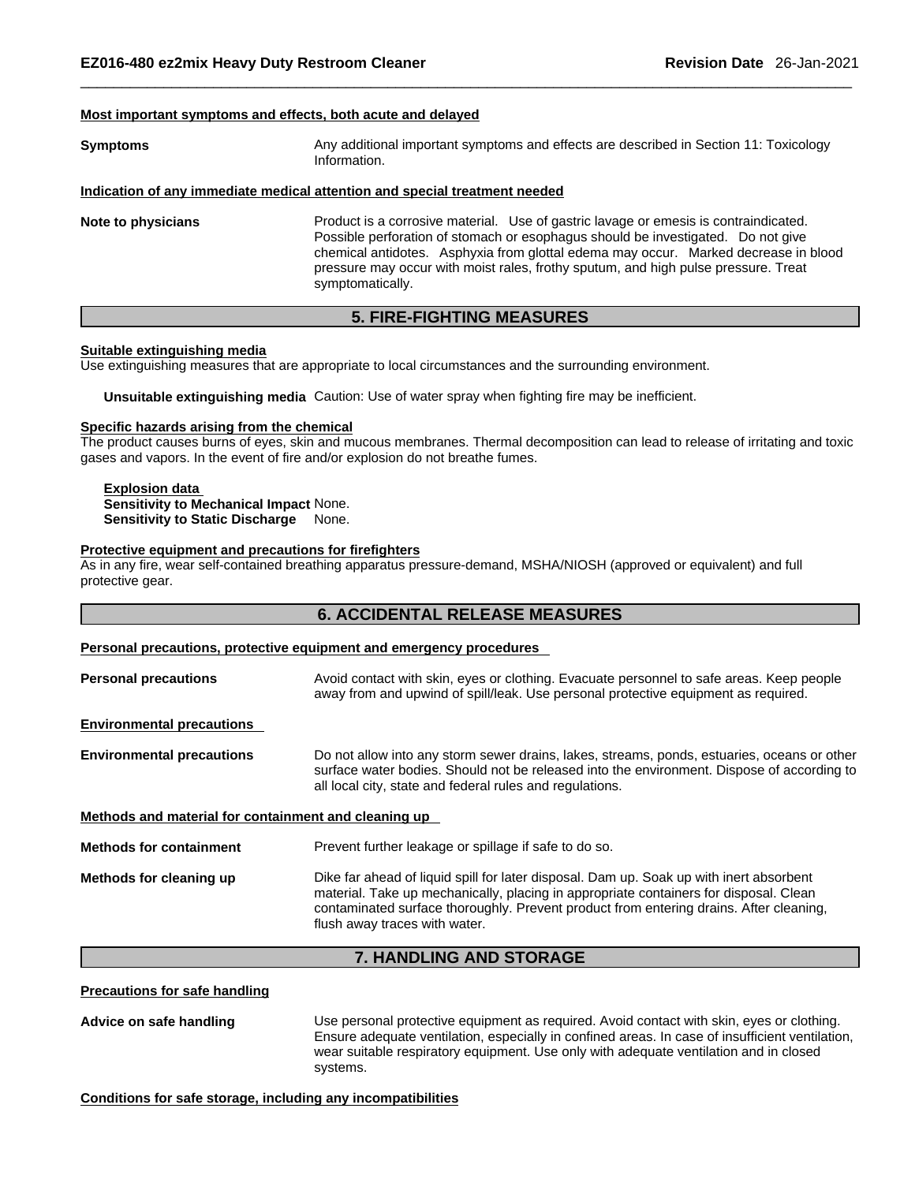#### Most important symptoms and effects, both acute and delayed

**Symptoms** Any additional important symptoms and effects are described in Section 11: Toxicology Information.

#### Indication of any immediate medical attention and special treatment needed

**Note to physicians** Product is a corrosive material. Use of gastric lavage or emesis is contraindicated. Possible perforation of stomach or esophagus should be investigated. Do not give chemical antidotes. Asphyxia from glottal edema may occur. Marked decrease in blood pressure may occur with moist rales, frothy sputum, and high pulse pressure. Treat symptomatically.

## 5. FIRE-FIGHTING MEASURES

#### Suitable extinguishing media

Use extinguishing measures that are appropriate to local circumstances and the surrounding environment.

**Unsuitable extinguishing media** Caution: Use of water spray when fighting fire may be inefficient.

#### Specific hazards arising from the chemical

The product causes burns of eyes, skin and mucous membranes. Thermal decomposition can lead to release of irritating and toxic gases and vapors. In the event of fire and/or explosion do not breathe fumes.

**Explosion data**
**Sensitivity to Mechanical Impact** None.
**Sensitivity to Static Discharge** None.

#### Protective equipment and precautions for firefighters

As in any fire, wear self-contained breathing apparatus pressure-demand, MSHA/NIOSH (approved or equivalent) and full protective gear.

## 6. ACCIDENTAL RELEASE MEASURES

#### Personal precautions, protective equipment and emergency procedures

**Personal precautions** Avoid contact with skin, eyes or clothing. Evacuate personnel to safe areas. Keep people away from and upwind of spill/leak. Use personal protective equipment as required.

#### Environmental precautions

**Environmental precautions** Do not allow into any storm sewer drains, lakes, streams, ponds, estuaries, oceans or other surface water bodies. Should not be released into the environment. Dispose of according to all local city, state and federal rules and regulations.

#### Methods and material for containment and cleaning up

**Methods for containment** Prevent further leakage or spillage if safe to do so.

**Methods for cleaning up** Dike far ahead of liquid spill for later disposal. Dam up. Soak up with inert absorbent material. Take up mechanically, placing in appropriate containers for disposal. Clean contaminated surface thoroughly. Prevent product from entering drains. After cleaning, flush away traces with water.

## 7. HANDLING AND STORAGE

#### Precautions for safe handling

**Advice on safe handling** Use personal protective equipment as required. Avoid contact with skin, eyes or clothing. Ensure adequate ventilation, especially in confined areas. In case of insufficient ventilation, wear suitable respiratory equipment. Use only with adequate ventilation and in closed systems.

#### Conditions for safe storage, including any incompatibilities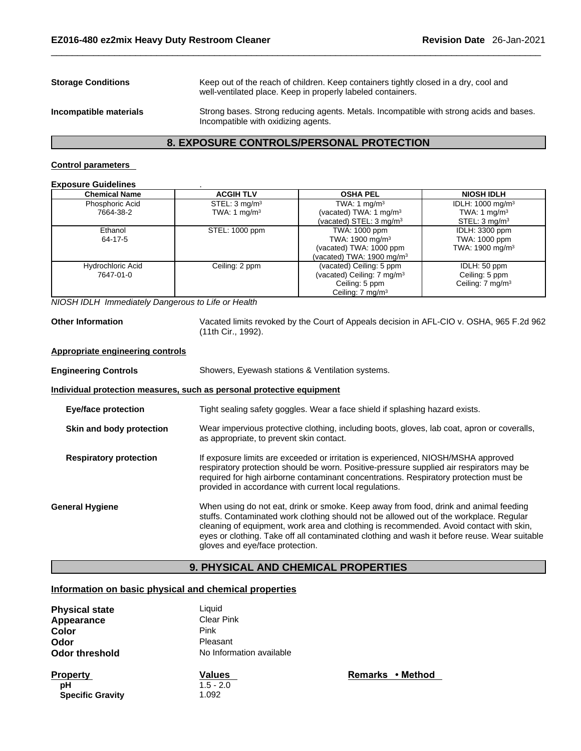**Storage Conditions** Keep out of the reach of children. Keep containers tightly closed in a dry, cool and well-ventilated place. Keep in properly labeled containers.

**Incompatible materials** Strong bases. Strong reducing agents. Metals. Incompatible with strong acids and bases. Incompatible with oxidizing agents.

## 8. EXPOSURE CONTROLS/PERSONAL PROTECTION

### Control parameters

**Exposure Guidelines** .

| Chemical Name | ACGIH TLV | OSHA PEL | NIOSH IDLH |
|---|---|---|---|
| Phosphoric Acid<br>7664-38-2 | STEL: 3 mg/m³<br>TWA: 1 mg/m³ | TWA: 1 mg/m³<br>(vacated) TWA: 1 mg/m³<br>(vacated) STEL: 3 mg/m³ | IDLH: 1000 mg/m³<br>TWA: 1 mg/m³<br>STEL: 3 mg/m³ |
| Ethanol<br>64-17-5 | STEL: 1000 ppm | TWA: 1000 ppm<br>TWA: 1900 mg/m³<br>(vacated) TWA: 1000 ppm<br>(vacated) TWA: 1900 mg/m³ | IDLH: 3300 ppm<br>TWA: 1000 ppm<br>TWA: 1900 mg/m³ |
| Hydrochloric Acid<br>7647-01-0 | Ceiling: 2 ppm | (vacated) Ceiling: 5 ppm<br>(vacated) Ceiling: 7 mg/m³<br>Ceiling: 5 ppm<br>Ceiling: 7 mg/m³ | IDLH: 50 ppm<br>Ceiling: 5 ppm<br>Ceiling: 7 mg/m³ |

*NIOSH IDLH Immediately Dangerous to Life or Health*

**Other Information** Vacated limits revoked by the Court of Appeals decision in AFL-CIO v. OSHA, 965 F.2d 962 (11th Cir., 1992).

### Appropriate engineering controls

**Engineering Controls** Showers, Eyewash stations & Ventilation systems.

### Individual protection measures, such as personal protective equipment

**Eye/face protection** Tight sealing safety goggles. Wear a face shield if splashing hazard exists.

**Skin and body protection** Wear impervious protective clothing, including boots, gloves, lab coat, apron or coveralls, as appropriate, to prevent skin contact.

**Respiratory protection** If exposure limits are exceeded or irritation is experienced, NIOSH/MSHA approved respiratory protection should be worn. Positive-pressure supplied air respirators may be required for high airborne contaminant concentrations. Respiratory protection must be provided in accordance with current local regulations.

**General Hygiene** When using do not eat, drink or smoke. Keep away from food, drink and animal feeding stuffs. Contaminated work clothing should not be allowed out of the workplace. Regular cleaning of equipment, work area and clothing is recommended. Avoid contact with skin, eyes or clothing. Take off all contaminated clothing and wash it before reuse. Wear suitable gloves and eye/face protection.

## 9. PHYSICAL AND CHEMICAL PROPERTIES

### Information on basic physical and chemical properties

**Physical state** Liquid
**Appearance** Clear Pink
**Color** Pink
**Odor** Pleasant
**Odor threshold** No Information available

| Property | Values | Remarks • Method |
|---|---|---|
| pH | 1.5 - 2.0 | |
| Specific Gravity | 1.092 | |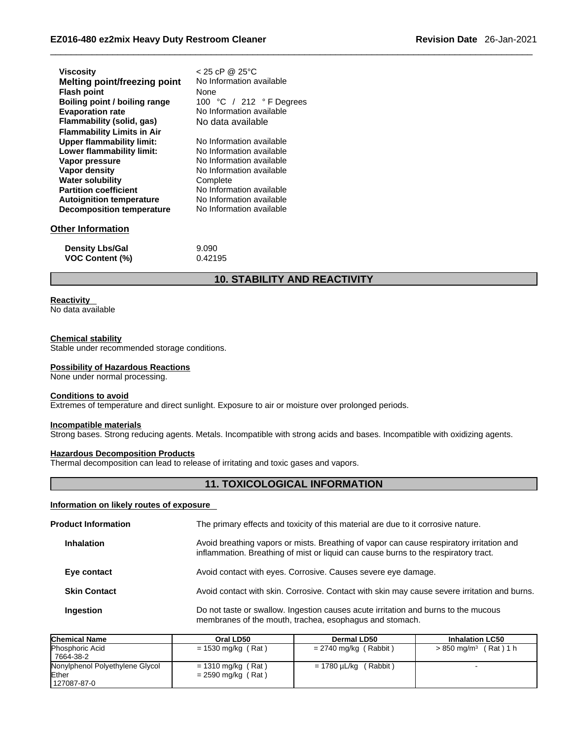| | |
|---|---|
| **Viscosity** | < 25 cP @ 25°C |
| **Melting point/freezing point** | No Information available |
| **Flash point** | None |
| **Boiling point / boiling range** | 100 °C / 212 °F Degrees |
| **Evaporation rate** | No Information available |
| **Flammability (solid, gas)** | No data available |
| **Flammability Limits in Air** | |
| **Upper flammability limit:** | No Information available |
| **Lower flammability limit:** | No Information available |
| **Vapor pressure** | No Information available |
| **Vapor density** | No Information available |
| **Water solubility** | Complete |
| **Partition coefficient** | No Information available |
| **Autoignition temperature** | No Information available |
| **Decomposition temperature** | No Information available |

### Other Information

| | |
|---|---|
| **Density Lbs/Gal** | 9.090 |
| **VOC Content (%)** | 0.42195 |

## 10. STABILITY AND REACTIVITY

**Reactivity**
No data available

**Chemical stability**
Stable under recommended storage conditions.

**Possibility of Hazardous Reactions**
None under normal processing.

**Conditions to avoid**
Extremes of temperature and direct sunlight. Exposure to air or moisture over prolonged periods.

**Incompatible materials**
Strong bases. Strong reducing agents. Metals. Incompatible with strong acids and bases. Incompatible with oxidizing agents.

**Hazardous Decomposition Products**
Thermal decomposition can lead to release of irritating and toxic gases and vapors.

## 11. TOXICOLOGICAL INFORMATION

**Information on likely routes of exposure**

**Product Information** The primary effects and toxicity of this material are due to it corrosive nature.

**Inhalation** Avoid breathing vapors or mists. Breathing of vapor can cause respiratory irritation and inflammation. Breathing of mist or liquid can cause burns to the respiratory tract.

**Eye contact** Avoid contact with eyes. Corrosive. Causes severe eye damage.

**Skin Contact** Avoid contact with skin. Corrosive. Contact with skin may cause severe irritation and burns.

**Ingestion** Do not taste or swallow. Ingestion causes acute irritation and burns to the mucous membranes of the mouth, trachea, esophagus and stomach.

| Chemical Name | Oral LD50 | Dermal LD50 | Inhalation LC50 |
|---|---|---|---|
| Phosphoric Acid<br>7664-38-2 | = 1530 mg/kg ( Rat ) | = 2740 mg/kg ( Rabbit ) | > 850 mg/m³ ( Rat ) 1 h |
| Nonylphenol Polyethylene Glycol Ether<br>127087-87-0 | = 1310 mg/kg ( Rat )<br>= 2590 mg/kg ( Rat ) | = 1780 µL/kg ( Rabbit ) | - |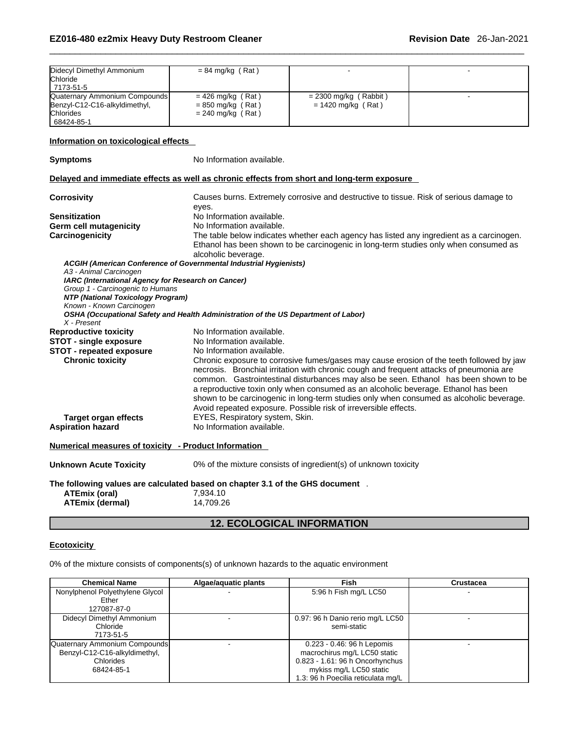| | | | |
|---|---|---|---|
| Didecyl Dimethyl Ammonium Chloride 7173-51-5 | = 84 mg/kg ( Rat ) | - | - |
| Quaternary Ammonium Compounds Benzyl-C12-C16-alkyldimethyl, Chlorides 68424-85-1 | = 426 mg/kg ( Rat ) = 850 mg/kg ( Rat ) = 240 mg/kg ( Rat ) | = 2300 mg/kg ( Rabbit ) = 1420 mg/kg ( Rat ) | - |

**Information on toxicological effects**

**Symptoms** No Information available.

**Delayed and immediate effects as well as chronic effects from short and long-term exposure**

**Corrosivity** Causes burns. Extremely corrosive and destructive to tissue. Risk of serious damage to eyes.

**Sensitization** No Information available.

**Germ cell mutagenicity** No Information available.

**Carcinogenicity** The table below indicates whether each agency has listed any ingredient as a carcinogen. Ethanol has been shown to be carcinogenic in long-term studies only when consumed as alcoholic beverage.

***ACGIH (American Conference of Governmental Industrial Hygienists)***
*A3 - Animal Carcinogen*
***IARC (International Agency for Research on Cancer)***
*Group 1 - Carcinogenic to Humans*
***NTP (National Toxicology Program)***
*Known - Known Carcinogen*
***OSHA (Occupational Safety and Health Administration of the US Department of Labor)***
*X - Present*

**Reproductive toxicity** No Information available.

**STOT - single exposure** No Information available.

**STOT - repeated exposure** No Information available.

**Chronic toxicity** Chronic exposure to corrosive fumes/gases may cause erosion of the teeth followed by jaw necrosis. Bronchial irritation with chronic cough and frequent attacks of pneumonia are common. Gastrointestinal disturbances may also be seen. Ethanol has been shown to be a reproductive toxin only when consumed as an alcoholic beverage. Ethanol has been shown to be carcinogenic in long-term studies only when consumed as alcoholic beverage. Avoid repeated exposure. Possible risk of irreversible effects.

**Target organ effects** EYES, Respiratory system, Skin.

**Aspiration hazard** No Information available.

**Numerical measures of toxicity - Product Information**

**Unknown Acute Toxicity** 0% of the mixture consists of ingredient(s) of unknown toxicity

**The following values are calculated based on chapter 3.1 of the GHS document** .

**ATEmix (oral)** 7,934.10

**ATEmix (dermal)** 14,709.26

## 12. ECOLOGICAL INFORMATION

**Ecotoxicity**

0% of the mixture consists of components(s) of unknown hazards to the aquatic environment

| Chemical Name | Algae/aquatic plants | Fish | Crustacea |
|---|---|---|---|
| Nonylphenol Polyethylene Glycol Ether 127087-87-0 | - | 5:96 h Fish mg/L LC50 | - |
| Didecyl Dimethyl Ammonium Chloride 7173-51-5 | - | 0.97: 96 h Danio rerio mg/L LC50 semi-static | - |
| Quaternary Ammonium Compounds Benzyl-C12-C16-alkyldimethyl, Chlorides 68424-85-1 | - | 0.223 - 0.46: 96 h Lepomis macrochirus mg/L LC50 static 0.823 - 1.61: 96 h Oncorhynchus mykiss mg/L LC50 static 1.3: 96 h Poecilia reticulata mg/L | - |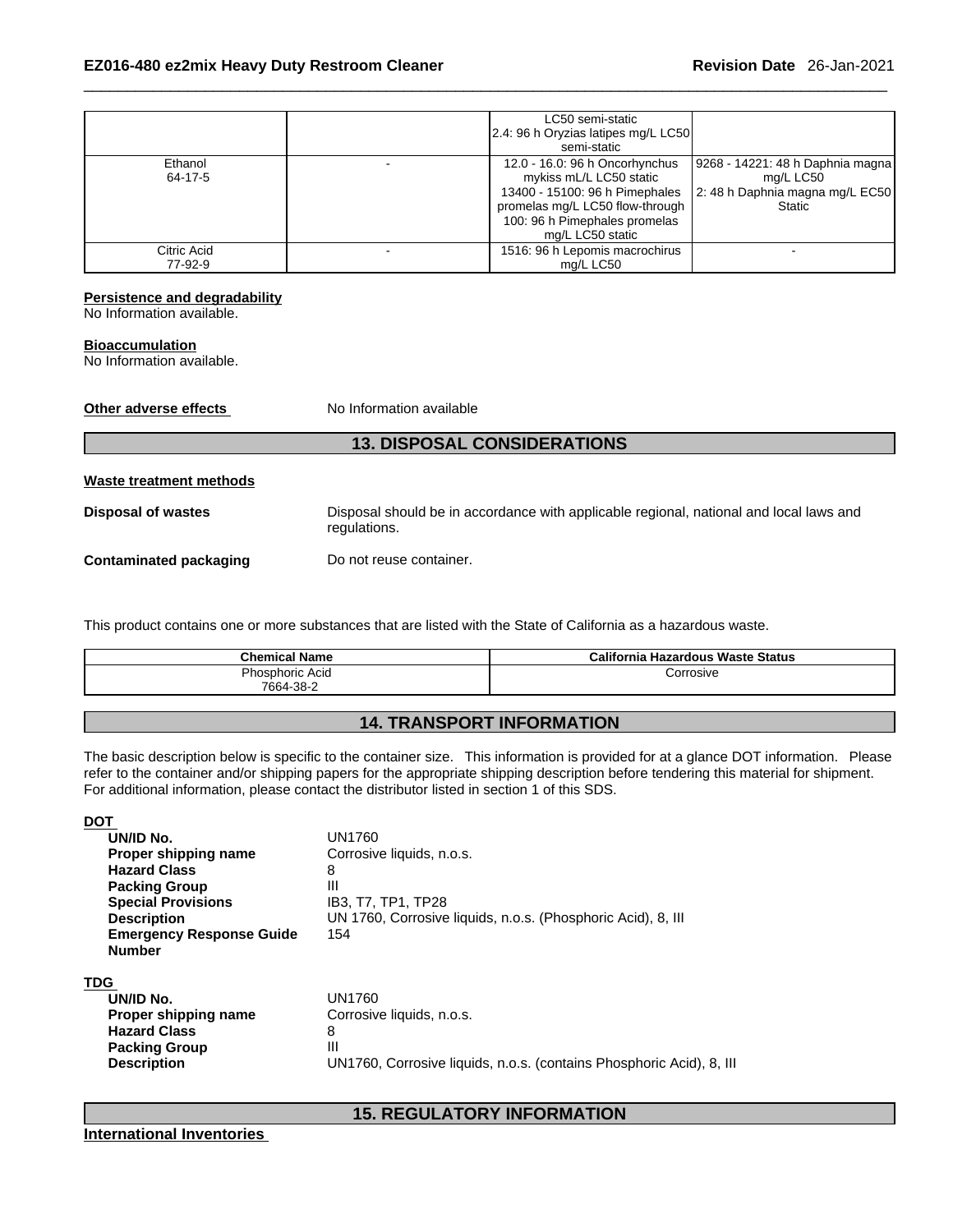|  |  | LC50 semi-static<br>2.4: 96 h Oryzias latipes mg/L LC50 semi-static |  |
| --- | --- | --- | --- |
| Ethanol<br>64-17-5 | - | 12.0 - 16.0: 96 h Oncorhynchus mykiss mL/L LC50 static<br>13400 - 15100: 96 h Pimephales promelas mg/L LC50 flow-through<br>100: 96 h Pimephales promelas mg/L LC50 static | 9268 - 14221: 48 h Daphnia magna mg/L LC50<br>2: 48 h Daphnia magna mg/L EC50 Static |
| Citric Acid<br>77-92-9 | - | 1516: 96 h Lepomis macrochirus mg/L LC50 | - |

**Persistence and degradability**

No Information available.

**Bioaccumulation**

No Information available.

**Other adverse effects** No Information available

## 13. DISPOSAL CONSIDERATIONS

**Waste treatment methods**

**Disposal of wastes** Disposal should be in accordance with applicable regional, national and local laws and regulations.

**Contaminated packaging** Do not reuse container.

This product contains one or more substances that are listed with the State of California as a hazardous waste.

| Chemical Name | California Hazardous Waste Status |
| --- | --- |
| Phosphoric Acid<br>7664-38-2 | Corrosive |

## 14. TRANSPORT INFORMATION

The basic description below is specific to the container size. This information is provided for at a glance DOT information. Please refer to the container and/or shipping papers for the appropriate shipping description before tendering this material for shipment. For additional information, please contact the distributor listed in section 1 of this SDS.

**DOT**

- **UN/ID No.** UN1760
- **Proper shipping name** Corrosive liquids, n.o.s.
- **Hazard Class** 8
- **Packing Group** III
- **Special Provisions** IB3, T7, TP1, TP28
- **Description** UN 1760, Corrosive liquids, n.o.s. (Phosphoric Acid), 8, III
- **Emergency Response Guide Number** 154

**TDG**

- **UN/ID No.** UN1760
- **Proper shipping name** Corrosive liquids, n.o.s.
- **Hazard Class** 8
- **Packing Group** III
- **Description** UN1760, Corrosive liquids, n.o.s. (contains Phosphoric Acid), 8, III

## 15. REGULATORY INFORMATION

**International Inventories**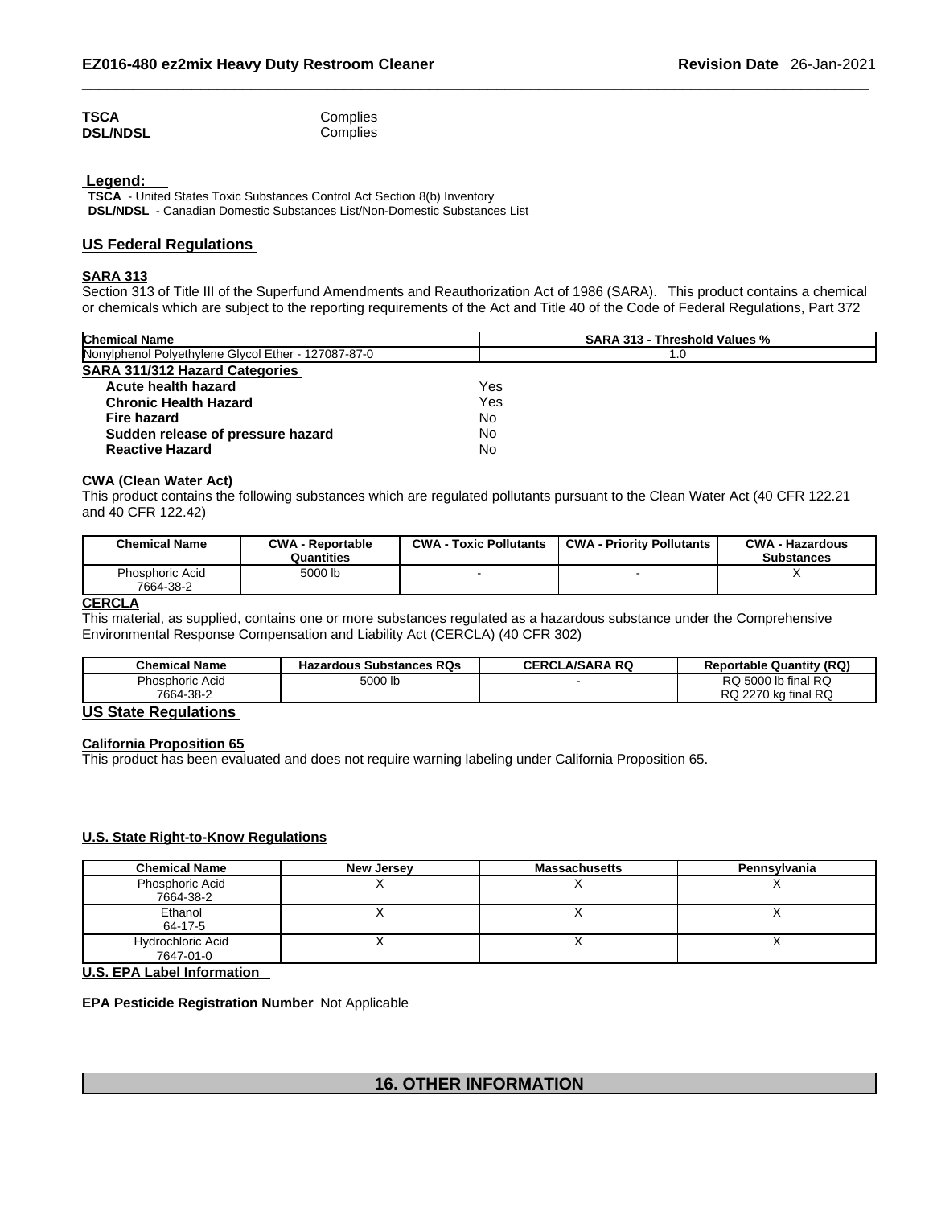| | |
|---|---|
| **TSCA** | Complies |
| **DSL/NDSL** | Complies |

**Legend:**

**TSCA** - United States Toxic Substances Control Act Section 8(b) Inventory
**DSL/NDSL** - Canadian Domestic Substances List/Non-Domestic Substances List

## US Federal Regulations

### SARA 313

Section 313 of Title III of the Superfund Amendments and Reauthorization Act of 1986 (SARA). This product contains a chemical or chemicals which are subject to the reporting requirements of the Act and Title 40 of the Code of Federal Regulations, Part 372

| Chemical Name | SARA 313 - Threshold Values % |
|---|---|
| Nonylphenol Polyethylene Glycol Ether - 127087-87-0 | 1.0 |

### SARA 311/312 Hazard Categories

| | |
|---|---|
| **Acute health hazard** | Yes |
| **Chronic Health Hazard** | Yes |
| **Fire hazard** | No |
| **Sudden release of pressure hazard** | No |
| **Reactive Hazard** | No |

### CWA (Clean Water Act)

This product contains the following substances which are regulated pollutants pursuant to the Clean Water Act (40 CFR 122.21 and 40 CFR 122.42)

| Chemical Name | CWA - Reportable Quantities | CWA - Toxic Pollutants | CWA - Priority Pollutants | CWA - Hazardous Substances |
|---|---|---|---|---|
| Phosphoric Acid 7664-38-2 | 5000 lb | - | - | X |

### CERCLA

This material, as supplied, contains one or more substances regulated as a hazardous substance under the Comprehensive Environmental Response Compensation and Liability Act (CERCLA) (40 CFR 302)

| Chemical Name | Hazardous Substances RQs | CERCLA/SARA RQ | Reportable Quantity (RQ) |
|---|---|---|---|
| Phosphoric Acid 7664-38-2 | 5000 lb | - | RQ 5000 lb final RQ RQ 2270 kg final RQ |

## US State Regulations

### California Proposition 65

This product has been evaluated and does not require warning labeling under California Proposition 65.

### U.S. State Right-to-Know Regulations

| Chemical Name | New Jersey | Massachusetts | Pennsylvania |
|---|---|---|---|
| Phosphoric Acid 7664-38-2 | X | X | X |
| Ethanol 64-17-5 | X | X | X |
| Hydrochloric Acid 7647-01-0 | X | X | X |

### U.S. EPA Label Information

**EPA Pesticide Registration Number** Not Applicable

# 16. OTHER INFORMATION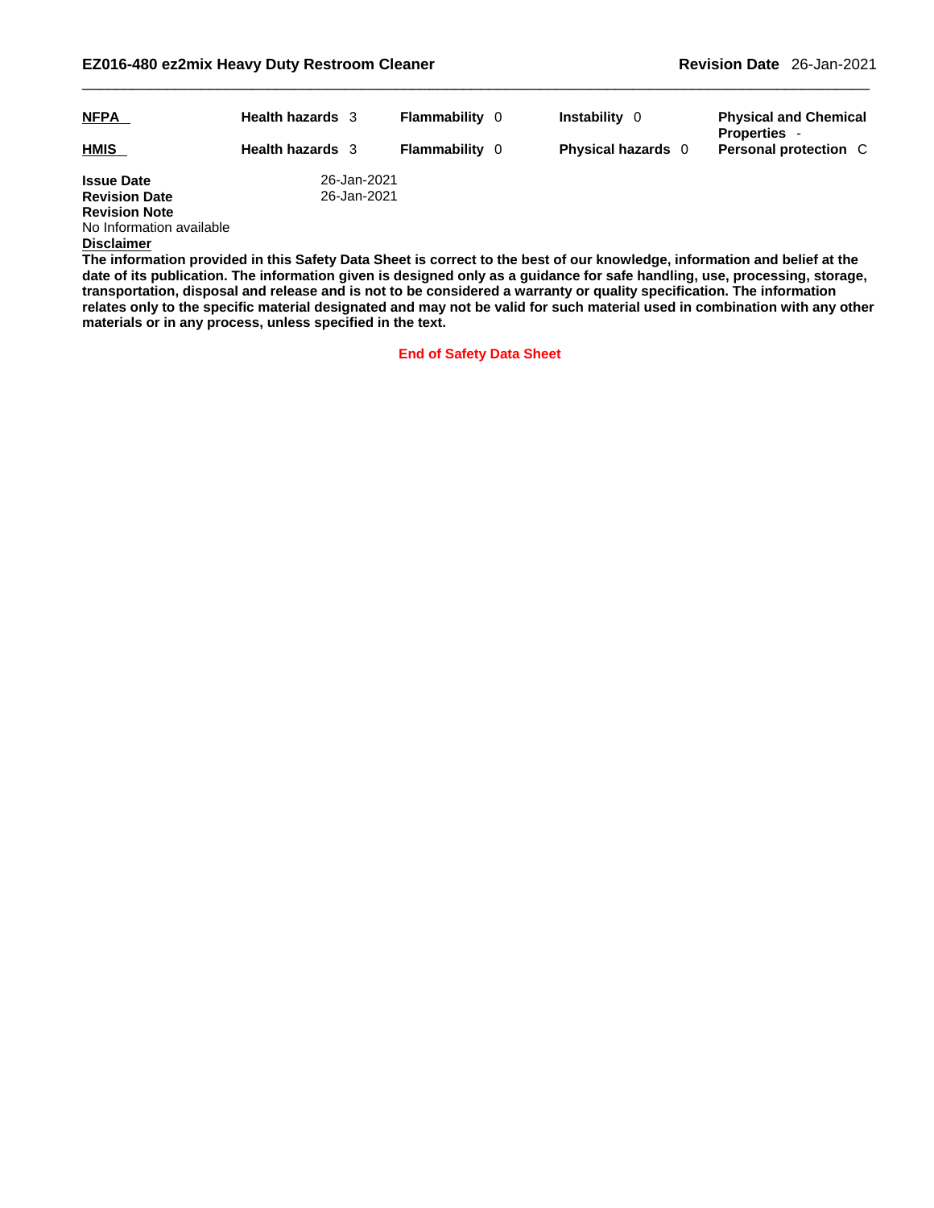| | | | | |
|---|---|---|---|---|
| **NFPA** | **Health hazards** 3 | **Flammability** 0 | **Instability** 0 | **Physical and Chemical Properties** - |
| **HMIS** | **Health hazards** 3 | **Flammability** 0 | **Physical hazards** 0 | **Personal protection** C |

**Issue Date** 26-Jan-2021
**Revision Date** 26-Jan-2021
**Revision Note**
No Information available

**Disclaimer**

**The information provided in this Safety Data Sheet is correct to the best of our knowledge, information and belief at the date of its publication. The information given is designed only as a guidance for safe handling, use, processing, storage, transportation, disposal and release and is not to be considered a warranty or quality specification. The information relates only to the specific material designated and may not be valid for such material used in combination with any other materials or in any process, unless specified in the text.**

**End of Safety Data Sheet**